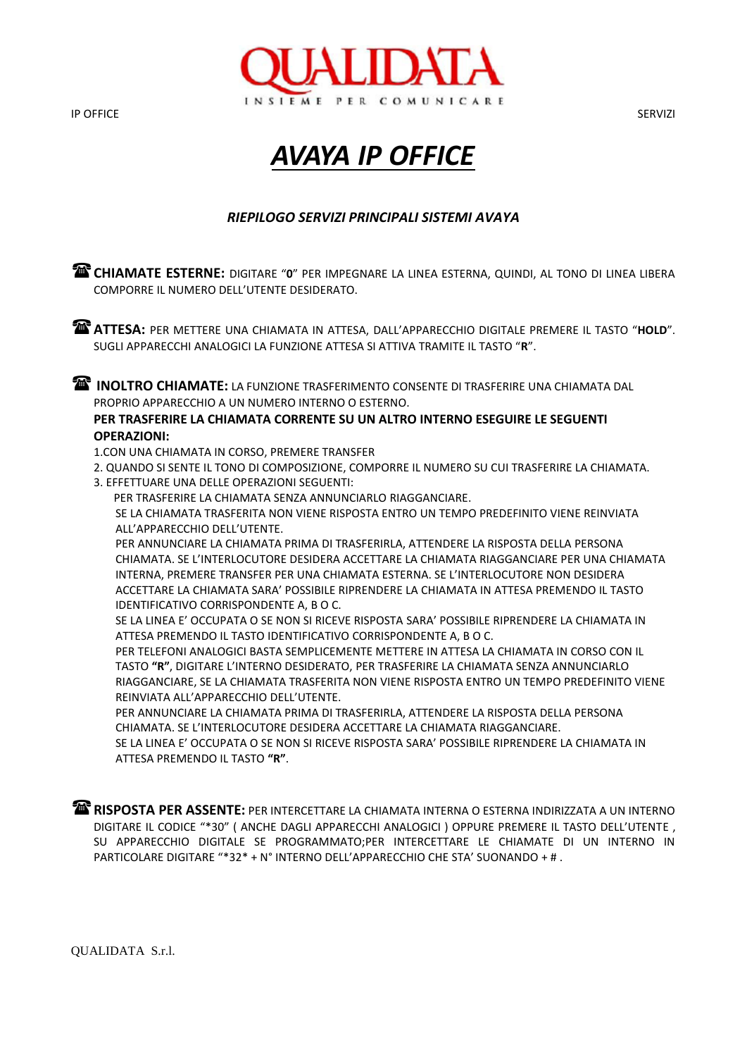# *AVAYA IP OFFICE*

### *RIEPILOGO SERVIZI PRINCIPALI SISTEMI AVAYA*

☎ **CHIAMATE ESTERNE:** DIGITARE "**0**" PER IMPEGNARE LA LINEA ESTERNA, QUINDI, AL TONO DI LINEA LIBERA COMPORRE IL NUMERO DELL'UTENTE DESIDERATO.

☎ **ATTESA:** PER METTERE UNA CHIAMATA IN ATTESA, DALL'APPARECCHIO DIGITALE PREMERE IL TASTO "**HOLD**". SUGLI APPARECCHI ANALOGICI LA FUNZIONE ATTESA SI ATTIVA TRAMITE IL TASTO "**R**".

☎ **INOLTRO CHIAMATE:** LA FUNZIONE TRASFERIMENTO CONSENTE DI TRASFERIRE UNA CHIAMATA DAL PROPRIO APPARECCHIO A UN NUMERO INTERNO O ESTERNO.

**PER TRASFERIRE LA CHIAMATA CORRENTE SU UN ALTRO INTERNO ESEGUIRE LE SEGUENTI OPERAZIONI:**

1.CON UNA CHIAMATA IN CORSO, PREMERE TRANSFER

2. QUANDO SI SENTE IL TONO DI COMPOSIZIONE, COMPORRE IL NUMERO SU CUI TRASFERIRE LA CHIAMATA.

3. EFFETTUARE UNA DELLE OPERAZIONI SEGUENTI:

PER TRASFERIRE LA CHIAMATA SENZA ANNUNCIARLO RIAGGANCIARE.
SE LA CHIAMATA TRASFERITA NON VIENE RISPOSTA ENTRO UN TEMPO PREDEFINITO VIENE REINVIATA ALL'APPARECCHIO DELL'UTENTE.
PER ANNUNCIARE LA CHIAMATA PRIMA DI TRASFERIRLA, ATTENDERE LA RISPOSTA DELLA PERSONA CHIAMATA. SE L'INTERLOCUTORE DESIDERA ACCETTARE LA CHIAMATA RIAGGANCIARE PER UNA CHIAMATA INTERNA, PREMERE TRANSFER PER UNA CHIAMATA ESTERNA. SE L'INTERLOCUTORE NON DESIDERA ACCETTARE LA CHIAMATA SARA' POSSIBILE RIPRENDERE LA CHIAMATA IN ATTESA PREMENDO IL TASTO IDENTIFICATIVO CORRISPONDENTE A, B O C.
SE LA LINEA E' OCCUPATA O SE NON SI RICEVE RISPOSTA SARA' POSSIBILE RIPRENDERE LA CHIAMATA IN ATTESA PREMENDO IL TASTO IDENTIFICATIVO CORRISPONDENTE A, B O C.
PER TELEFONI ANALOGICI BASTA SEMPLICEMENTE METTERE IN ATTESA LA CHIAMATA IN CORSO CON IL TASTO **"R"**, DIGITARE L'INTERNO DESIDERATO, PER TRASFERIRE LA CHIAMATA SENZA ANNUNCIARLO RIAGGANCIARE, SE LA CHIAMATA TRASFERITA NON VIENE RISPOSTA ENTRO UN TEMPO PREDEFINITO VIENE REINVIATA ALL'APPARECCHIO DELL'UTENTE.
PER ANNUNCIARE LA CHIAMATA PRIMA DI TRASFERIRLA, ATTENDERE LA RISPOSTA DELLA PERSONA CHIAMATA. SE L'INTERLOCUTORE DESIDERA ACCETTARE LA CHIAMATA RIAGGANCIARE.
SE LA LINEA E' OCCUPATA O SE NON SI RICEVE RISPOSTA SARA' POSSIBILE RIPRENDERE LA CHIAMATA IN ATTESA PREMENDO IL TASTO **"R"**.

☎ **RISPOSTA PER ASSENTE:** PER INTERCETTARE LA CHIAMATA INTERNA O ESTERNA INDIRIZZATA A UN INTERNO DIGITARE IL CODICE "*30" ( ANCHE DAGLI APPARECCHI ANALOGICI ) OPPURE PREMERE IL TASTO DELL'UTENTE , SU APPARECCHIO DIGITALE SE PROGRAMMATO;PER INTERCETTARE LE CHIAMATE DI UN INTERNO IN PARTICOLARE DIGITARE "*32* + N° INTERNO DELL'APPARECCHIO CHE STA' SUONANDO + # .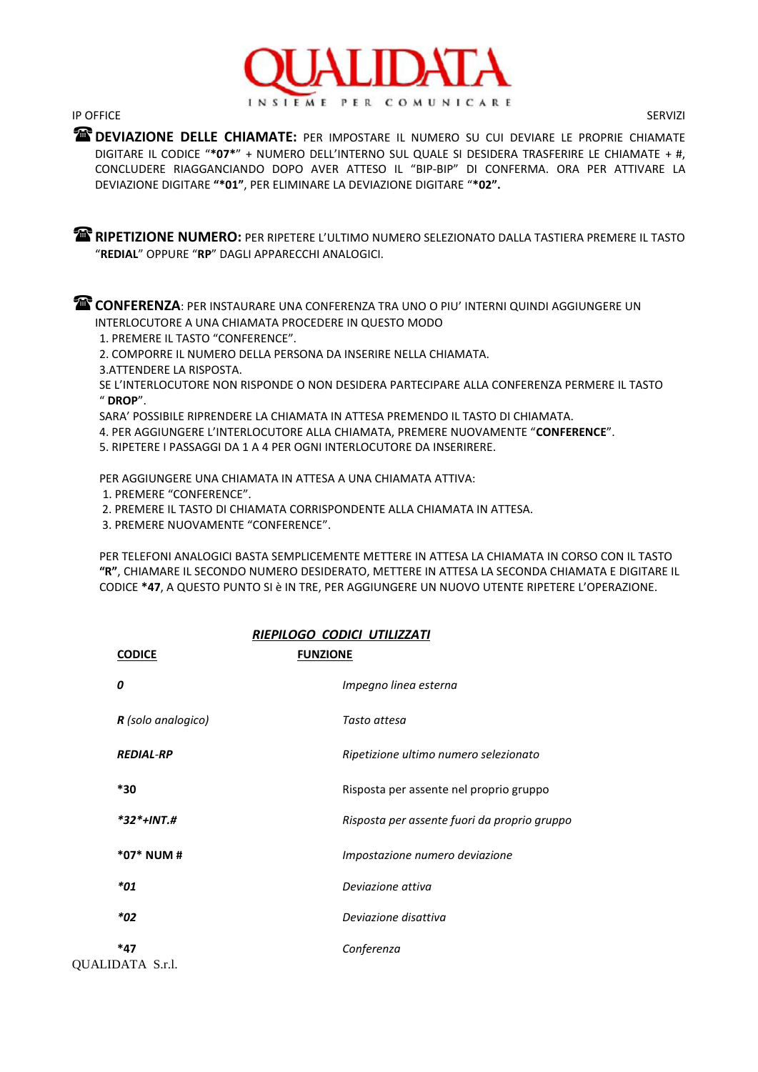IP OFFICE SERVIZI

☎ **DEVIAZIONE DELLE CHIAMATE:** PER IMPOSTARE IL NUMERO SU CUI DEVIARE LE PROPRIE CHIAMATE DIGITARE IL CODICE "**\*07\***" + NUMERO DELL'INTERNO SUL QUALE SI DESIDERA TRASFERIRE LE CHIAMATE + #, CONCLUDERE RIAGGANCIANDO DOPO AVER ATTESO IL "BIP-BIP" DI CONFERMA. ORA PER ATTIVARE LA DEVIAZIONE DIGITARE **"\*01"**, PER ELIMINARE LA DEVIAZIONE DIGITARE "**\*02".**

☎ **RIPETIZIONE NUMERO:** PER RIPETERE L'ULTIMO NUMERO SELEZIONATO DALLA TASTIERA PREMERE IL TASTO "**REDIAL**" OPPURE "**RP**" DAGLI APPARECCHI ANALOGICI.

☎ **CONFERENZA**: PER INSTAURARE UNA CONFERENZA TRA UNO O PIU' INTERNI QUINDI AGGIUNGERE UN INTERLOCUTORE A UNA CHIAMATA PROCEDERE IN QUESTO MODO

1. PREMERE IL TASTO "CONFERENCE".
2. COMPORRE IL NUMERO DELLA PERSONA DA INSERIRE NELLA CHIAMATA.
3. ATTENDERE LA RISPOSTA.

SE L'INTERLOCUTORE NON RISPONDE O NON DESIDERA PARTECIPARE ALLA CONFERENZA PERMERE IL TASTO " **DROP**".

SARA' POSSIBILE RIPRENDERE LA CHIAMATA IN ATTESA PREMENDO IL TASTO DI CHIAMATA.

4. PER AGGIUNGERE L'INTERLOCUTORE ALLA CHIAMATA, PREMERE NUOVAMENTE "**CONFERENCE**".
5. RIPETERE I PASSAGGI DA 1 A 4 PER OGNI INTERLOCUTORE DA INSERIRERE.

PER AGGIUNGERE UNA CHIAMATA IN ATTESA A UNA CHIAMATA ATTIVA:

1. PREMERE "CONFERENCE".
2. PREMERE IL TASTO DI CHIAMATA CORRISPONDENTE ALLA CHIAMATA IN ATTESA.
3. PREMERE NUOVAMENTE "CONFERENCE".

PER TELEFONI ANALOGICI BASTA SEMPLICEMENTE METTERE IN ATTESA LA CHIAMATA IN CORSO CON IL TASTO **"R"**, CHIAMARE IL SECONDO NUMERO DESIDERATO, METTERE IN ATTESA LA SECONDA CHIAMATA E DIGITARE IL CODICE **\*47**, A QUESTO PUNTO SI è IN TRE, PER AGGIUNGERE UN NUOVO UTENTE RIPETERE L'OPERAZIONE.

***RIEPILOGO CODICI UTILIZZATI***

| CODICE | FUNZIONE |
|---|---|
| ***0*** | *Impegno linea esterna* |
| ***R** (solo analogico)* | *Tasto attesa* |
| ***REDIAL-RP*** | *Ripetizione ultimo numero selezionato* |
| **\*30** | Risposta per assente nel proprio gruppo |
| ***\*32\*+INT.#*** | *Risposta per assente fuori da proprio gruppo* |
| **\*07\* NUM #** | *Impostazione numero deviazione* |
| ***\*01*** | *Deviazione attiva* |
| ***\*02*** | *Deviazione disattiva* |
| **\*47** | *Conferenza* |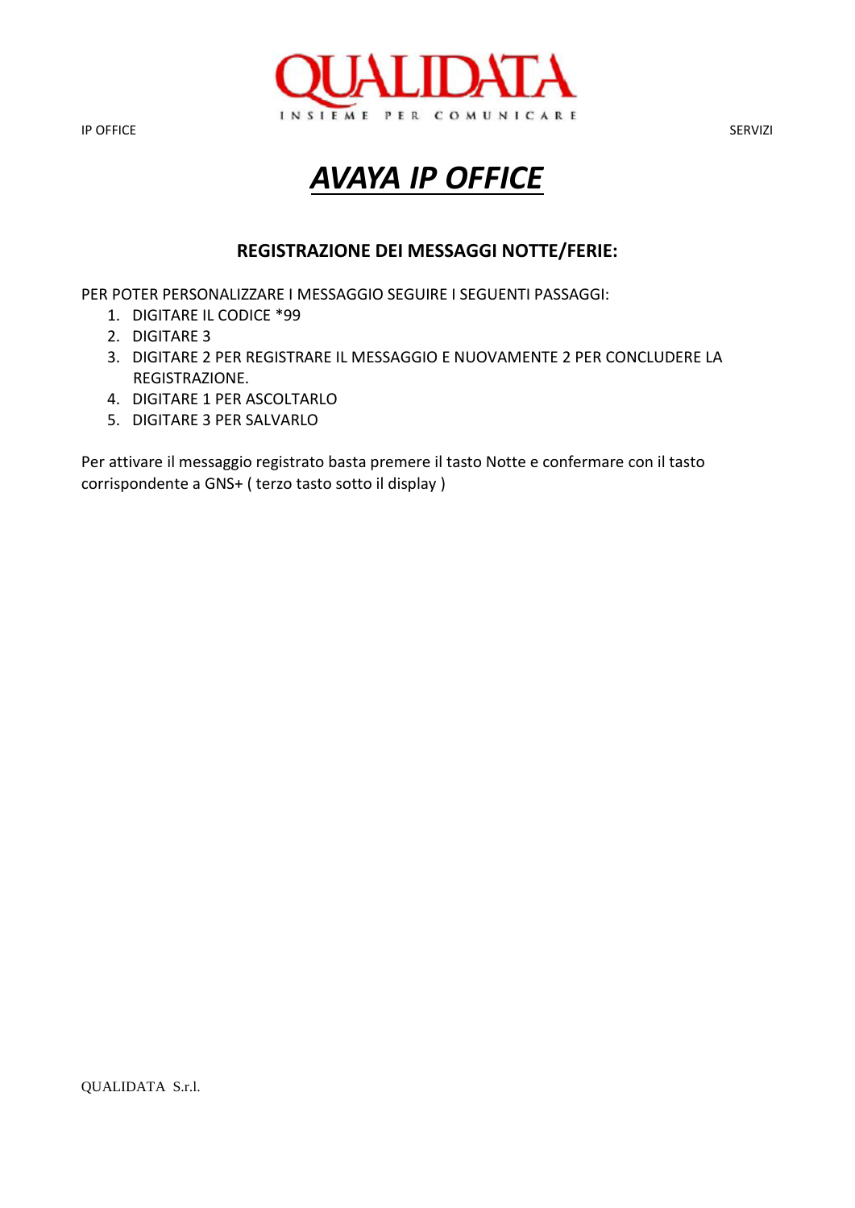# *AVAYA IP OFFICE*

## REGISTRAZIONE DEI MESSAGGI NOTTE/FERIE:

PER POTER PERSONALIZZARE I MESSAGGIO SEGUIRE I SEGUENTI PASSAGGI:

1. DIGITARE IL CODICE *99
2. DIGITARE 3
3. DIGITARE 2 PER REGISTRARE IL MESSAGGIO E NUOVAMENTE 2 PER CONCLUDERE LA REGISTRAZIONE.
4. DIGITARE 1 PER ASCOLTARLO
5. DIGITARE 3 PER SALVARLO

Per attivare il messaggio registrato basta premere il tasto Notte e confermare con il tasto corrispondente a GNS+ ( terzo tasto sotto il display )